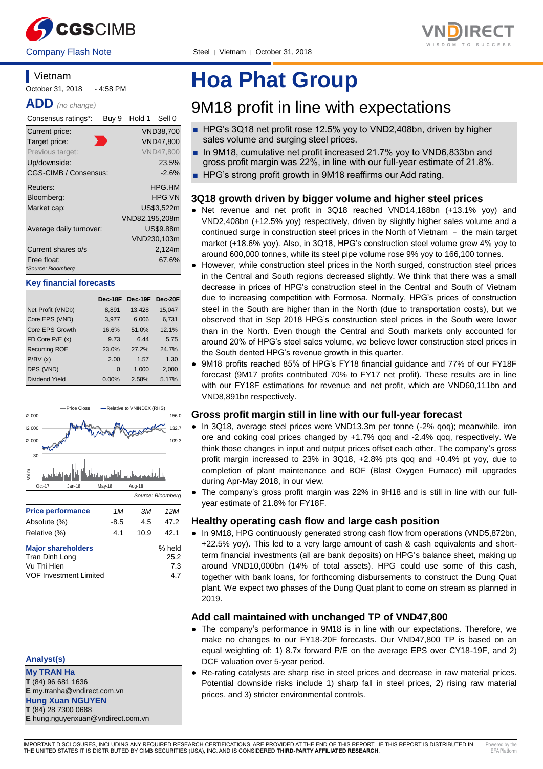Company Flash Note

Steel | Vietnam | October 31, 2018

## Vietnam

October 31, 2018 - 4:58 PM

**ADD** *(no change)*

| Consensus ratings*: | Buy 9 | Hold 1 | Sell 0 |
|---|---|---|---|

| | |
|---|---|
| Current price: | VND38,700 |
| Target price: | VND47,800 |
| Previous target: | VND47,800 |
| Up/downside: | 23.5% |
| CGS-CIMB / Consensus: | -2.6% |
| Reuters: | HPG.HM |
| Bloomberg: | HPG VN |
| Market cap: | US$3,522m |
| | VND82,195,208m |
| Average daily turnover: | US$9.88m |
| | VND230,103m |
| Current shares o/s | 2,124m |
| Free float: | 67.6% |

*Source: Bloomberg

### Key financial forecasts

| | Dec-18F | Dec-19F | Dec-20F |
|---|---|---|---|
| Net Profit (VNDb) | 8,891 | 13,428 | 15,047 |
| Core EPS (VND) | 3,977 | 6,006 | 6,731 |
| Core EPS Growth | 16.6% | 51.0% | 12.1% |
| FD Core P/E (x) | 9.73 | 6.44 | 5.75 |
| Recurring ROE | 23.0% | 27.2% | 24.7% |
| P/BV (x) | 2.00 | 1.57 | 1.30 |
| DPS (VND) | 0 | 1,000 | 2,000 |
| Dividend Yield | 0.00% | 2.58% | 5.17% |

Source: Bloomberg

| Price performance | 1M | 3M | 12M |
|---|---|---|---|
| Absolute (%) | -8.5 | 4.5 | 47.2 |
| Relative (%) | 4.1 | 10.9 | 42.1 |

| Major shareholders | % held |
|---|---|
| Tran Dinh Long | 25.2 |
| Vu Thi Hien | 7.3 |
| VOF Investment Limited | 4.7 |

### Analyst(s)

**My TRAN Ha**
**T** (84) 96 681 1636
**E** my.tranha@vndirect.com.vn

**Hung Xuan NGUYEN**
**T** (84) 28 7300 0688
**E** hung.nguyenxuan@vndirect.com.vn

# Hoa Phat Group

## 9M18 profit in line with expectations

- HPG's 3Q18 net profit rose 12.5% yoy to VND2,408bn, driven by higher sales volume and surging steel prices.
- In 9M18, cumulative net profit increased 21.7% yoy to VND6,833bn and gross profit margin was 22%, in line with our full-year estimate of 21.8%.
- HPG's strong profit growth in 9M18 reaffirms our Add rating.

### 3Q18 growth driven by bigger volume and higher steel prices

- Net revenue and net profit in 3Q18 reached VND14,188bn (+13.1% yoy) and VND2,408bn (+12.5% yoy) respectively, driven by slightly higher sales volume and a continued surge in construction steel prices in the North of Vietnam – the main target market (+18.6% yoy). Also, in 3Q18, HPG's construction steel volume grew 4% yoy to around 600,000 tonnes, while its steel pipe volume rose 9% yoy to 166,100 tonnes.
- However, while construction steel prices in the North surged, construction steel prices in the Central and South regions decreased slightly. We think that there was a small decrease in prices of HPG's construction steel in the Central and South of Vietnam due to increasing competition with Formosa. Normally, HPG's prices of construction steel in the South are higher than in the North (due to transportation costs), but we observed that in Sep 2018 HPG's construction steel prices in the South were lower than in the North. Even though the Central and South markets only accounted for around 20% of HPG's steel sales volume, we believe lower construction steel prices in the South dented HPG's revenue growth in this quarter.
- 9M18 profits reached 85% of HPG's FY18 financial guidance and 77% of our FY18F forecast (9M17 profits contributed 70% to FY17 net profit). These results are in line with our FY18F estimations for revenue and net profit, which are VND60,111bn and VND8,891bn respectively.

### Gross profit margin still in line with our full-year forecast

- In 3Q18, average steel prices were VND13.3m per tonne (-2% qoq); meanwhile, iron ore and coking coal prices changed by +1.7% qoq and -2.4% qoq, respectively. We think those changes in input and output prices offset each other. The company's gross profit margin increased to 23% in 3Q18, +2.8% pts qoq and +0.4% pt yoy, due to completion of plant maintenance and BOF (Blast Oxygen Furnace) mill upgrades during Apr-May 2018, in our view.
- The company's gross profit margin was 22% in 9H18 and is still in line with our full-year estimate of 21.8% for FY18F.

### Healthy operating cash flow and large cash position

- In 9M18, HPG continuously generated strong cash flow from operations (VND5,872bn, +22.5% yoy). This led to a very large amount of cash & cash equivalents and short-term financial investments (all are bank deposits) on HPG's balance sheet, making up around VND10,000bn (14% of total assets). HPG could use some of this cash, together with bank loans, for forthcoming disbursements to construct the Dung Quat plant. We expect two phases of the Dung Quat plant to come on stream as planned in 2019.

### Add call maintained with unchanged TP of VND47,800

- The company's performance in 9M18 is in line with our expectations. Therefore, we make no changes to our FY18-20F forecasts. Our VND47,800 TP is based on an equal weighting of: 1) 8.7x forward P/E on the average EPS over CY18-19F, and 2) DCF valuation over 5-year period.
- Re-rating catalysts are sharp rise in steel prices and decrease in raw material prices. Potential downside risks include 1) sharp fall in steel prices, 2) rising raw material prices, and 3) stricter environmental controls.

IMPORTANT DISCLOSURES, INCLUDING ANY REQUIRED RESEARCH CERTIFICATIONS, ARE PROVIDED AT THE END OF THIS REPORT. IF THIS REPORT IS DISTRIBUTED IN THE UNITED STATES IT IS DISTRIBUTED BY CIMB SECURITIES (USA), INC. AND IS CONSIDERED **THIRD-PARTY AFFILIATED RESEARCH**.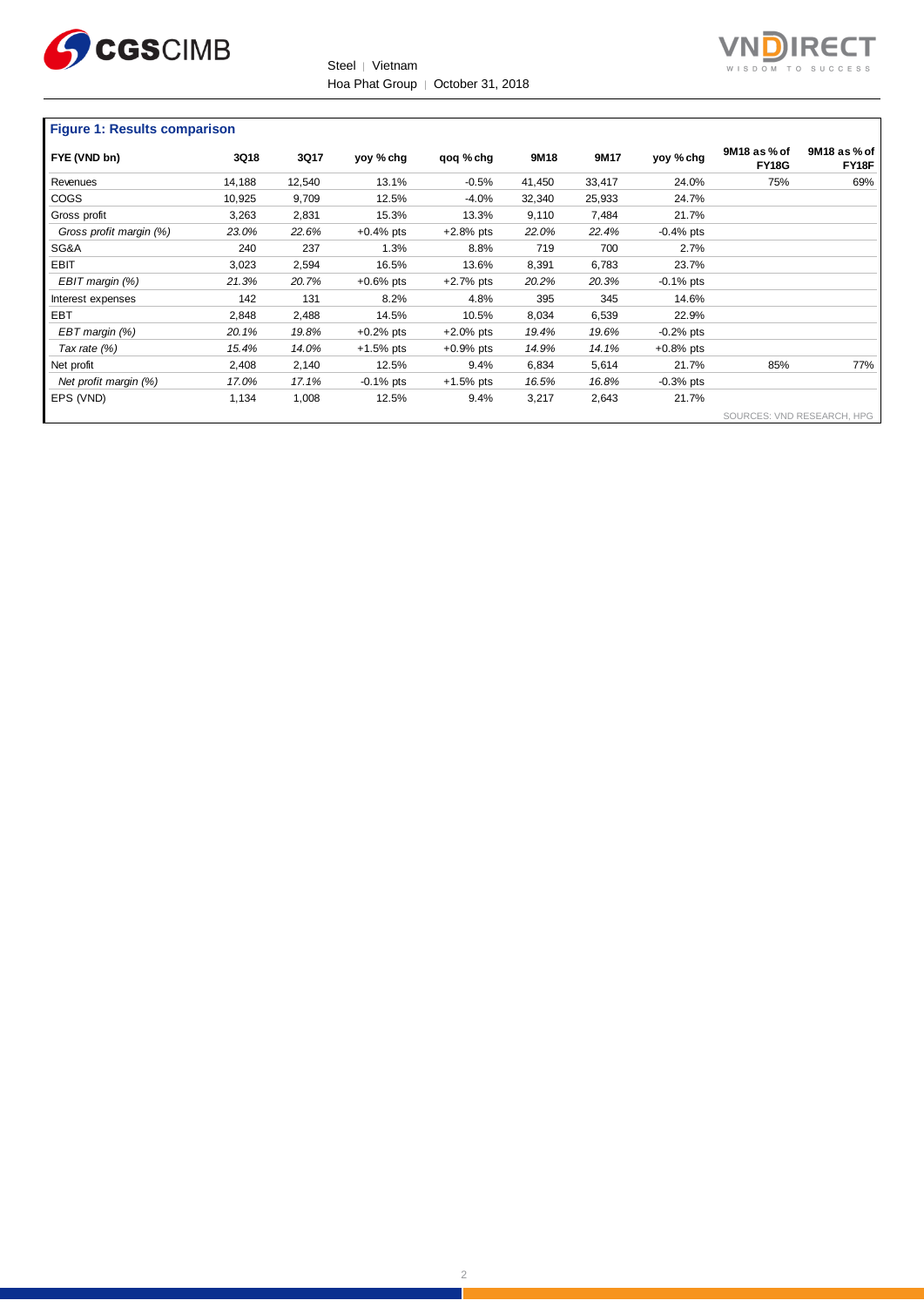**Figure 1: Results comparison**

| FYE (VND bn) | 3Q18 | 3Q17 | yoy % chg | qoq % chg | 9M18 | 9M17 | yoy % chg | 9M18 as % of FY18G | 9M18 as % of FY18F |
|---|---|---|---|---|---|---|---|---|---|
| Revenues | 14,188 | 12,540 | 13.1% | -0.5% | 41,450 | 33,417 | 24.0% | 75% | 69% |
| COGS | 10,925 | 9,709 | 12.5% | -4.0% | 32,340 | 25,933 | 24.7% | | |
| Gross profit | 3,263 | 2,831 | 15.3% | 13.3% | 9,110 | 7,484 | 21.7% | | |
| *Gross profit margin (%)* | *23.0%* | *22.6%* | +0.4% pts | +2.8% pts | *22.0%* | *22.4%* | -0.4% pts | | |
| SG&A | 240 | 237 | 1.3% | 8.8% | 719 | 700 | 2.7% | | |
| EBIT | 3,023 | 2,594 | 16.5% | 13.6% | 8,391 | 6,783 | 23.7% | | |
| *EBIT margin (%)* | *21.3%* | *20.7%* | +0.6% pts | +2.7% pts | *20.2%* | *20.3%* | -0.1% pts | | |
| Interest expenses | 142 | 131 | 8.2% | 4.8% | 395 | 345 | 14.6% | | |
| EBT | 2,848 | 2,488 | 14.5% | 10.5% | 8,034 | 6,539 | 22.9% | | |
| *EBT margin (%)* | *20.1%* | *19.8%* | +0.2% pts | +2.0% pts | *19.4%* | *19.6%* | -0.2% pts | | |
| *Tax rate (%)* | *15.4%* | *14.0%* | +1.5% pts | +0.9% pts | *14.9%* | *14.1%* | +0.8% pts | | |
| Net profit | 2,408 | 2,140 | 12.5% | 9.4% | 6,834 | 5,614 | 21.7% | 85% | 77% |
| *Net profit margin (%)* | *17.0%* | *17.1%* | -0.1% pts | +1.5% pts | *16.5%* | *16.8%* | -0.3% pts | | |
| EPS (VND) | 1,134 | 1,008 | 12.5% | 9.4% | 3,217 | 2,643 | 21.7% | | |

SOURCES: VND RESEARCH, HPG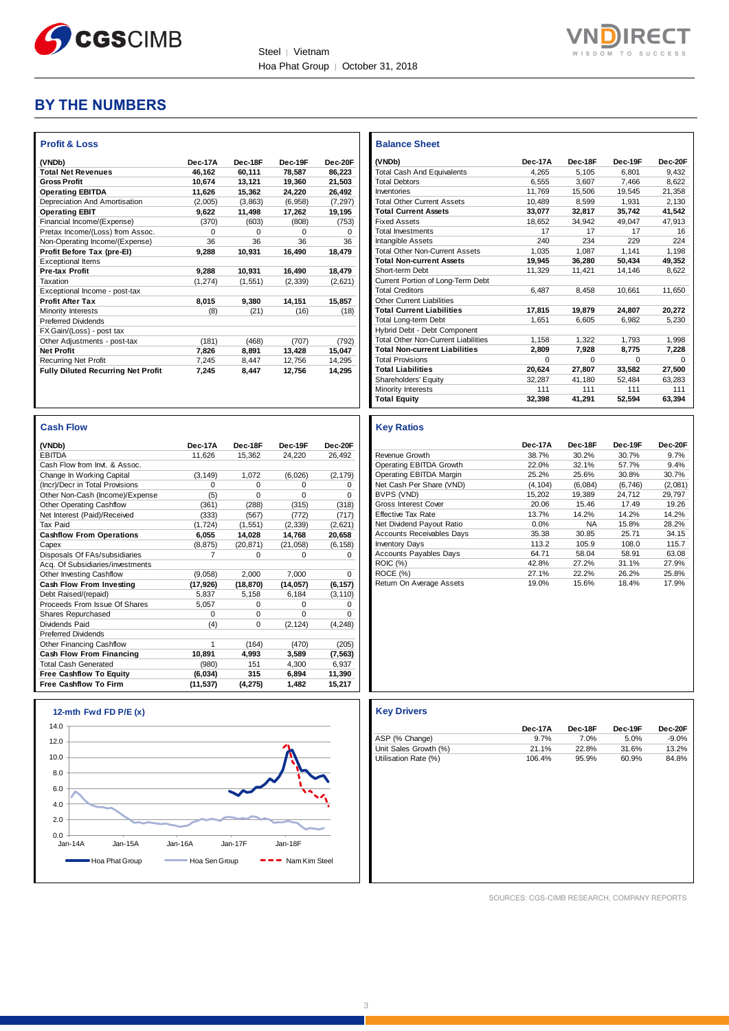Steel | Vietnam
Hoa Phat Group | October 31, 2018

# BY THE NUMBERS

### Profit & Loss

| (VNDb) | Dec-17A | Dec-18F | Dec-19F | Dec-20F |
|---|---|---|---|---|
| **Total Net Revenues** | **46,162** | **60,111** | **78,587** | **86,223** |
| **Gross Profit** | **10,674** | **13,121** | **19,360** | **21,503** |
| **Operating EBITDA** | **11,626** | **15,362** | **24,220** | **26,492** |
| Depreciation And Amortisation | (2,005) | (3,863) | (6,958) | (7,297) |
| **Operating EBIT** | **9,622** | **11,498** | **17,262** | **19,195** |
| Financial Income/(Expense) | (370) | (603) | (808) | (753) |
| Pretax Income/(Loss) from Assoc. | 0 | 0 | 0 | 0 |
| Non-Operating Income/(Expense) | 36 | 36 | 36 | 36 |
| **Profit Before Tax (pre-EI)** | **9,288** | **10,931** | **16,490** | **18,479** |
| Exceptional Items | | | | |
| **Pre-tax Profit** | **9,288** | **10,931** | **16,490** | **18,479** |
| Taxation | (1,274) | (1,551) | (2,339) | (2,621) |
| Exceptional Income - post-tax | | | | |
| **Profit After Tax** | **8,015** | **9,380** | **14,151** | **15,857** |
| Minority Interests | (8) | (21) | (16) | (18) |
| Preferred Dividends | | | | |
| FX Gain/(Loss) - post tax | | | | |
| Other Adjustments - post-tax | (181) | (468) | (707) | (792) |
| **Net Profit** | **7,826** | **8,891** | **13,428** | **15,047** |
| Recurring Net Profit | 7,245 | 8,447 | 12,756 | 14,295 |
| **Fully Diluted Recurring Net Profit** | **7,245** | **8,447** | **12,756** | **14,295** |

### Balance Sheet

| (VNDb) | Dec-17A | Dec-18F | Dec-19F | Dec-20F |
|---|---|---|---|---|
| Total Cash And Equivalents | 4,265 | 5,105 | 6,801 | 9,432 |
| Total Debtors | 6,555 | 3,607 | 7,466 | 8,622 |
| Inventories | 11,769 | 15,506 | 19,545 | 21,358 |
| Total Other Current Assets | 10,489 | 8,599 | 1,931 | 2,130 |
| **Total Current Assets** | **33,077** | **32,817** | **35,742** | **41,542** |
| Fixed Assets | 18,652 | 34,942 | 49,047 | 47,913 |
| Total Investments | 17 | 17 | 17 | 16 |
| Intangible Assets | 240 | 234 | 229 | 224 |
| Total Other Non-Current Assets | 1,035 | 1,087 | 1,141 | 1,198 |
| **Total Non-current Assets** | **19,945** | **36,280** | **50,434** | **49,352** |
| Short-term Debt | 11,329 | 11,421 | 14,146 | 8,622 |
| Current Portion of Long-Term Debt | | | | |
| Total Creditors | 6,487 | 8,458 | 10,661 | 11,650 |
| Other Current Liabilities | | | | |
| **Total Current Liabilities** | **17,815** | **19,879** | **24,807** | **20,272** |
| Total Long-term Debt | 1,651 | 6,605 | 6,982 | 5,230 |
| Hybrid Debt - Debt Component | | | | |
| Total Other Non-Current Liabilities | 1,158 | 1,322 | 1,793 | 1,998 |
| **Total Non-current Liabilities** | **2,809** | **7,928** | **8,775** | **7,228** |
| Total Provisions | 0 | 0 | 0 | 0 |
| **Total Liabilities** | **20,624** | **27,807** | **33,582** | **27,500** |
| Shareholders' Equity | 32,287 | 41,180 | 52,484 | 63,283 |
| Minority Interests | 111 | 111 | 111 | 111 |
| **Total Equity** | **32,398** | **41,291** | **52,594** | **63,394** |

### Cash Flow

| (VNDb) | Dec-17A | Dec-18F | Dec-19F | Dec-20F |
|---|---|---|---|---|
| EBITDA | 11,626 | 15,362 | 24,220 | 26,492 |
| Cash Flow from Invt. & Assoc. | | | | |
| Change In Working Capital | (3,149) | 1,072 | (6,026) | (2,179) |
| (Incr)/Decr in Total Provisions | 0 | 0 | 0 | 0 |
| Other Non-Cash (Income)/Expense | (5) | 0 | 0 | 0 |
| Other Operating Cashflow | (361) | (288) | (315) | (318) |
| Net Interest (Paid)/Received | (333) | (567) | (772) | (717) |
| Tax Paid | (1,724) | (1,551) | (2,339) | (2,621) |
| **Cashflow From Operations** | **6,055** | **14,028** | **14,768** | **20,658** |
| Capex | (8,875) | (20,871) | (21,058) | (6,158) |
| Disposals Of FAs/subsidiaries | 7 | 0 | 0 | 0 |
| Acq. Of Subsidiaries/investments | | | | |
| Other Investing Cashflow | (9,058) | 2,000 | 7,000 | 0 |
| **Cash Flow From Investing** | **(17,926)** | **(18,870)** | **(14,057)** | **(6,157)** |
| Debt Raised/(repaid) | 5,837 | 5,158 | 6,184 | (3,110) |
| Proceeds From Issue Of Shares | 5,057 | 0 | 0 | 0 |
| Shares Repurchased | 0 | 0 | 0 | 0 |
| Dividends Paid | (4) | 0 | (2,124) | (4,248) |
| Preferred Dividends | | | | |
| Other Financing Cashflow | 1 | (164) | (470) | (205) |
| **Cash Flow From Financing** | **10,891** | **4,993** | **3,589** | **(7,563)** |
| Total Cash Generated | (980) | 151 | 4,300 | 6,937 |
| **Free Cashflow To Equity** | **(6,034)** | **315** | **6,894** | **11,390** |
| **Free Cashflow To Firm** | **(11,537)** | **(4,275)** | **1,482** | **15,217** |

### Key Ratios

| | Dec-17A | Dec-18F | Dec-19F | Dec-20F |
|---|---|---|---|---|
| Revenue Growth | 38.7% | 30.2% | 30.7% | 9.7% |
| Operating EBITDA Growth | 22.0% | 32.1% | 57.7% | 9.4% |
| Operating EBITDA Margin | 25.2% | 25.6% | 30.8% | 30.7% |
| Net Cash Per Share (VND) | (4,104) | (6,084) | (6,746) | (2,081) |
| BVPS (VND) | 15,202 | 19,389 | 24,712 | 29,797 |
| Gross Interest Cover | 20.06 | 15.46 | 17.49 | 19.26 |
| Effective Tax Rate | 13.7% | 14.2% | 14.2% | 14.2% |
| Net Dividend Payout Ratio | 0.0% | NA | 15.8% | 28.2% |
| Accounts Receivables Days | 35.38 | 30.85 | 25.71 | 34.15 |
| Inventory Days | 113.2 | 105.9 | 108.0 | 115.7 |
| Accounts Payables Days | 64.71 | 58.04 | 58.91 | 63.08 |
| ROIC (%) | 42.8% | 27.2% | 31.1% | 27.9% |
| ROCE (%) | 27.1% | 22.2% | 26.2% | 25.8% |
| Return On Average Assets | 19.0% | 15.6% | 18.4% | 17.9% |

### 12-mth Fwd FD P/E (x)

(Chart: Hoa Phat Group, Hoa Sen Group, Nam Kim Steel; Jan-14A to Jan-18F)

### Key Drivers

| | Dec-17A | Dec-18F | Dec-19F | Dec-20F |
|---|---|---|---|---|
| ASP (% Change) | 9.7% | 7.0% | 5.0% | -9.0% |
| Unit Sales Growth (%) | 21.1% | 22.8% | 31.6% | 13.2% |
| Utilisation Rate (%) | 106.4% | 95.9% | 60.9% | 84.8% |

SOURCES: CGS-CIMB RESEARCH, COMPANY REPORTS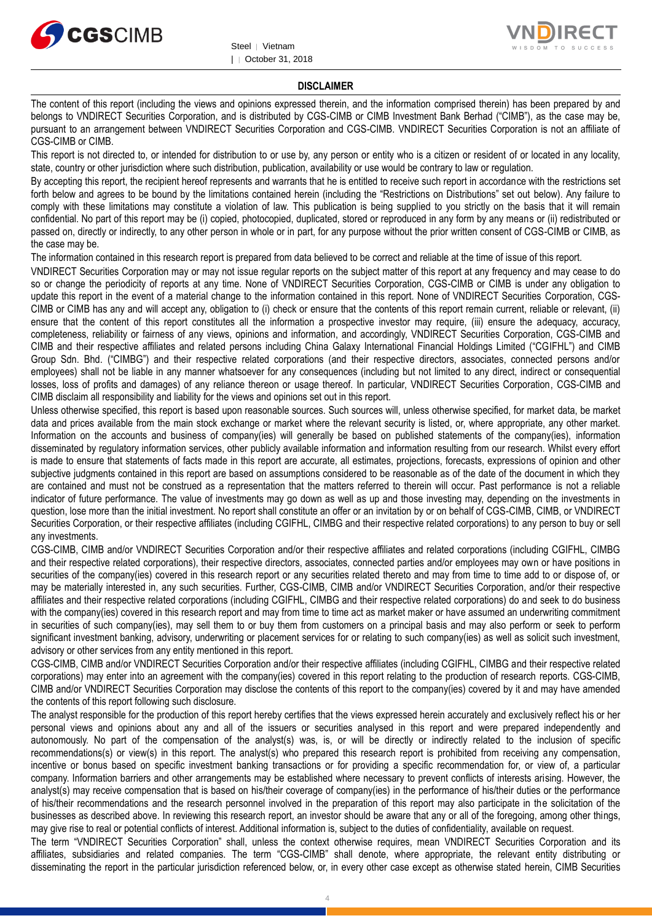## DISCLAIMER

The content of this report (including the views and opinions expressed therein, and the information comprised therein) has been prepared by and belongs to VNDIRECT Securities Corporation, and is distributed by CGS-CIMB or CIMB Investment Bank Berhad ("CIMB"), as the case may be, pursuant to an arrangement between VNDIRECT Securities Corporation and CGS-CIMB. VNDIRECT Securities Corporation is not an affiliate of CGS-CIMB or CIMB.

This report is not directed to, or intended for distribution to or use by, any person or entity who is a citizen or resident of or located in any locality, state, country or other jurisdiction where such distribution, publication, availability or use would be contrary to law or regulation.

By accepting this report, the recipient hereof represents and warrants that he is entitled to receive such report in accordance with the restrictions set forth below and agrees to be bound by the limitations contained herein (including the "Restrictions on Distributions" set out below). Any failure to comply with these limitations may constitute a violation of law. This publication is being supplied to you strictly on the basis that it will remain confidential. No part of this report may be (i) copied, photocopied, duplicated, stored or reproduced in any form by any means or (ii) redistributed or passed on, directly or indirectly, to any other person in whole or in part, for any purpose without the prior written consent of CGS-CIMB or CIMB, as the case may be.

The information contained in this research report is prepared from data believed to be correct and reliable at the time of issue of this report.

VNDIRECT Securities Corporation may or may not issue regular reports on the subject matter of this report at any frequency and may cease to do so or change the periodicity of reports at any time. None of VNDIRECT Securities Corporation, CGS-CIMB or CIMB is under any obligation to update this report in the event of a material change to the information contained in this report. None of VNDIRECT Securities Corporation, CGS-CIMB or CIMB has any and will accept any, obligation to (i) check or ensure that the contents of this report remain current, reliable or relevant, (ii) ensure that the content of this report constitutes all the information a prospective investor may require, (iii) ensure the adequacy, accuracy, completeness, reliability or fairness of any views, opinions and information, and accordingly, VNDIRECT Securities Corporation, CGS-CIMB and CIMB and their respective affiliates and related persons including China Galaxy International Financial Holdings Limited ("CGIFHL") and CIMB Group Sdn. Bhd. ("CIMBG") and their respective related corporations (and their respective directors, associates, connected persons and/or employees) shall not be liable in any manner whatsoever for any consequences (including but not limited to any direct, indirect or consequential losses, loss of profits and damages) of any reliance thereon or usage thereof. In particular, VNDIRECT Securities Corporation, CGS-CIMB and CIMB disclaim all responsibility and liability for the views and opinions set out in this report.

Unless otherwise specified, this report is based upon reasonable sources. Such sources will, unless otherwise specified, for market data, be market data and prices available from the main stock exchange or market where the relevant security is listed, or, where appropriate, any other market. Information on the accounts and business of company(ies) will generally be based on published statements of the company(ies), information disseminated by regulatory information services, other publicly available information and information resulting from our research. Whilst every effort is made to ensure that statements of facts made in this report are accurate, all estimates, projections, forecasts, expressions of opinion and other subjective judgments contained in this report are based on assumptions considered to be reasonable as of the date of the document in which they are contained and must not be construed as a representation that the matters referred to therein will occur. Past performance is not a reliable indicator of future performance. The value of investments may go down as well as up and those investing may, depending on the investments in question, lose more than the initial investment. No report shall constitute an offer or an invitation by or on behalf of CGS-CIMB, CIMB, or VNDIRECT Securities Corporation, or their respective affiliates (including CGIFHL, CIMBG and their respective related corporations) to any person to buy or sell any investments.

CGS-CIMB, CIMB and/or VNDIRECT Securities Corporation and/or their respective affiliates and related corporations (including CGIFHL, CIMBG and their respective related corporations), their respective directors, associates, connected parties and/or employees may own or have positions in securities of the company(ies) covered in this research report or any securities related thereto and may from time to time add to or dispose of, or may be materially interested in, any such securities. Further, CGS-CIMB, CIMB and/or VNDIRECT Securities Corporation, and/or their respective affiliates and their respective related corporations (including CGIFHL, CIMBG and their respective related corporations) do and seek to do business with the company(ies) covered in this research report and may from time to time act as market maker or have assumed an underwriting commitment in securities of such company(ies), may sell them to or buy them from customers on a principal basis and may also perform or seek to perform significant investment banking, advisory, underwriting or placement services for or relating to such company(ies) as well as solicit such investment, advisory or other services from any entity mentioned in this report.

CGS-CIMB, CIMB and/or VNDIRECT Securities Corporation and/or their respective affiliates (including CGIFHL, CIMBG and their respective related corporations) may enter into an agreement with the company(ies) covered in this report relating to the production of research reports. CGS-CIMB, CIMB and/or VNDIRECT Securities Corporation may disclose the contents of this report to the company(ies) covered by it and may have amended the contents of this report following such disclosure.

The analyst responsible for the production of this report hereby certifies that the views expressed herein accurately and exclusively reflect his or her personal views and opinions about any and all of the issuers or securities analysed in this report and were prepared independently and autonomously. No part of the compensation of the analyst(s) was, is, or will be directly or indirectly related to the inclusion of specific recommendations(s) or view(s) in this report. The analyst(s) who prepared this research report is prohibited from receiving any compensation, incentive or bonus based on specific investment banking transactions or for providing a specific recommendation for, or view of, a particular company. Information barriers and other arrangements may be established where necessary to prevent conflicts of interests arising. However, the analyst(s) may receive compensation that is based on his/their coverage of company(ies) in the performance of his/their duties or the performance of his/their recommendations and the research personnel involved in the preparation of this report may also participate in the solicitation of the businesses as described above. In reviewing this research report, an investor should be aware that any or all of the foregoing, among other things, may give rise to real or potential conflicts of interest. Additional information is, subject to the duties of confidentiality, available on request.

The term "VNDIRECT Securities Corporation" shall, unless the context otherwise requires, mean VNDIRECT Securities Corporation and its affiliates, subsidiaries and related companies. The term "CGS-CIMB" shall denote, where appropriate, the relevant entity distributing or disseminating the report in the particular jurisdiction referenced below, or, in every other case except as otherwise stated herein, CIMB Securities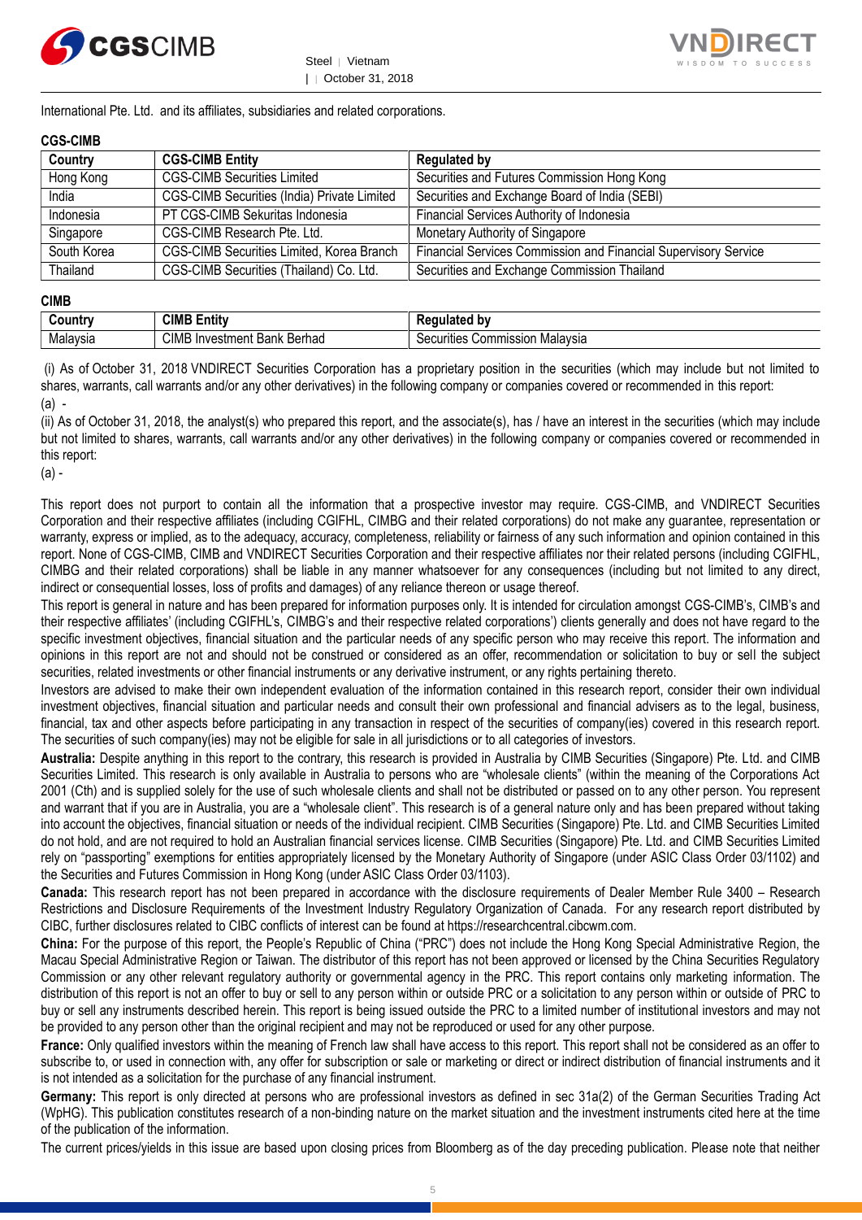International Pte. Ltd. and its affiliates, subsidiaries and related corporations.

**CGS-CIMB**

| Country | CGS-CIMB Entity | Regulated by |
|---|---|---|
| Hong Kong | CGS-CIMB Securities Limited | Securities and Futures Commission Hong Kong |
| India | CGS-CIMB Securities (India) Private Limited | Securities and Exchange Board of India (SEBI) |
| Indonesia | PT CGS-CIMB Sekuritas Indonesia | Financial Services Authority of Indonesia |
| Singapore | CGS-CIMB Research Pte. Ltd. | Monetary Authority of Singapore |
| South Korea | CGS-CIMB Securities Limited, Korea Branch | Financial Services Commission and Financial Supervisory Service |
| Thailand | CGS-CIMB Securities (Thailand) Co. Ltd. | Securities and Exchange Commission Thailand |

**CIMB**

| Country | CIMB Entity | Regulated by |
|---|---|---|
| Malaysia | CIMB Investment Bank Berhad | Securities Commission Malaysia |

(i) As of October 31, 2018 VNDIRECT Securities Corporation has a proprietary position in the securities (which may include but not limited to shares, warrants, call warrants and/or any other derivatives) in the following company or companies covered or recommended in this report:
(a) -

(ii) As of October 31, 2018, the analyst(s) who prepared this report, and the associate(s), has / have an interest in the securities (which may include but not limited to shares, warrants, call warrants and/or any other derivatives) in the following company or companies covered or recommended in this report:
(a) -

This report does not purport to contain all the information that a prospective investor may require. CGS-CIMB, and VNDIRECT Securities Corporation and their respective affiliates (including CGIFHL, CIMBG and their related corporations) do not make any guarantee, representation or warranty, express or implied, as to the adequacy, accuracy, completeness, reliability or fairness of any such information and opinion contained in this report. None of CGS-CIMB, CIMB and VNDIRECT Securities Corporation and their respective affiliates nor their related persons (including CGIFHL, CIMBG and their related corporations) shall be liable in any manner whatsoever for any consequences (including but not limited to any direct, indirect or consequential losses, loss of profits and damages) of any reliance thereon or usage thereof.

This report is general in nature and has been prepared for information purposes only. It is intended for circulation amongst CGS-CIMB's, CIMB's and their respective affiliates' (including CGIFHL's, CIMBG's and their respective related corporations') clients generally and does not have regard to the specific investment objectives, financial situation and the particular needs of any specific person who may receive this report. The information and opinions in this report are not and should not be construed or considered as an offer, recommendation or solicitation to buy or sell the subject securities, related investments or other financial instruments or any derivative instrument, or any rights pertaining thereto.

Investors are advised to make their own independent evaluation of the information contained in this research report, consider their own individual investment objectives, financial situation and particular needs and consult their own professional and financial advisers as to the legal, business, financial, tax and other aspects before participating in any transaction in respect of the securities of company(ies) covered in this research report. The securities of such company(ies) may not be eligible for sale in all jurisdictions or to all categories of investors.

**Australia:** Despite anything in this report to the contrary, this research is provided in Australia by CIMB Securities (Singapore) Pte. Ltd. and CIMB Securities Limited. This research is only available in Australia to persons who are "wholesale clients" (within the meaning of the Corporations Act 2001 (Cth) and is supplied solely for the use of such wholesale clients and shall not be distributed or passed on to any other person. You represent and warrant that if you are in Australia, you are a "wholesale client". This research is of a general nature only and has been prepared without taking into account the objectives, financial situation or needs of the individual recipient. CIMB Securities (Singapore) Pte. Ltd. and CIMB Securities Limited do not hold, and are not required to hold an Australian financial services license. CIMB Securities (Singapore) Pte. Ltd. and CIMB Securities Limited rely on "passporting" exemptions for entities appropriately licensed by the Monetary Authority of Singapore (under ASIC Class Order 03/1102) and the Securities and Futures Commission in Hong Kong (under ASIC Class Order 03/1103).

**Canada:** This research report has not been prepared in accordance with the disclosure requirements of Dealer Member Rule 3400 – Research Restrictions and Disclosure Requirements of the Investment Industry Regulatory Organization of Canada. For any research report distributed by CIBC, further disclosures related to CIBC conflicts of interest can be found at https://researchcentral.cibcwm.com.

**China:** For the purpose of this report, the People's Republic of China ("PRC") does not include the Hong Kong Special Administrative Region, the Macau Special Administrative Region or Taiwan. The distributor of this report has not been approved or licensed by the China Securities Regulatory Commission or any other relevant regulatory authority or governmental agency in the PRC. This report contains only marketing information. The distribution of this report is not an offer to buy or sell to any person within or outside PRC or a solicitation to any person within or outside of PRC to buy or sell any instruments described herein. This report is being issued outside the PRC to a limited number of institutional investors and may not be provided to any person other than the original recipient and may not be reproduced or used for any other purpose.

**France:** Only qualified investors within the meaning of French law shall have access to this report. This report shall not be considered as an offer to subscribe to, or used in connection with, any offer for subscription or sale or marketing or direct or indirect distribution of financial instruments and it is not intended as a solicitation for the purchase of any financial instrument.

**Germany:** This report is only directed at persons who are professional investors as defined in sec 31a(2) of the German Securities Trading Act (WpHG). This publication constitutes research of a non-binding nature on the market situation and the investment instruments cited here at the time of the publication of the information.

The current prices/yields in this issue are based upon closing prices from Bloomberg as of the day preceding publication. Please note that neither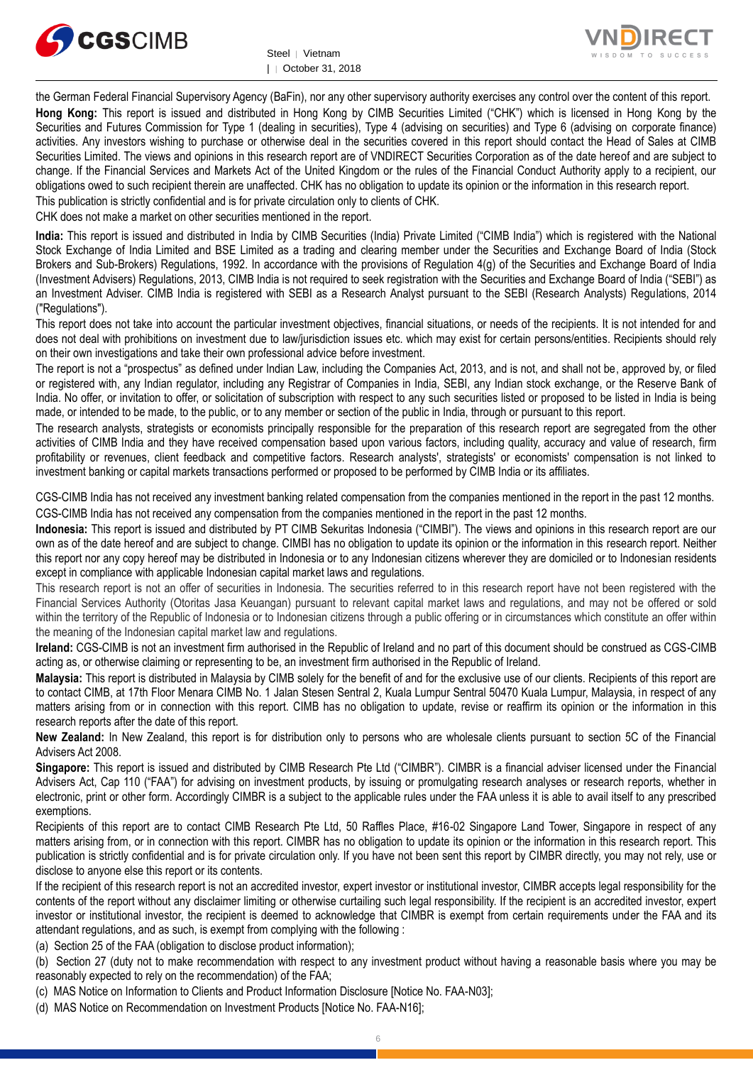the German Federal Financial Supervisory Agency (BaFin), nor any other supervisory authority exercises any control over the content of this report.

**Hong Kong:** This report is issued and distributed in Hong Kong by CIMB Securities Limited ("CHK") which is licensed in Hong Kong by the Securities and Futures Commission for Type 1 (dealing in securities), Type 4 (advising on securities) and Type 6 (advising on corporate finance) activities. Any investors wishing to purchase or otherwise deal in the securities covered in this report should contact the Head of Sales at CIMB Securities Limited. The views and opinions in this research report are of VNDIRECT Securities Corporation as of the date hereof and are subject to change. If the Financial Services and Markets Act of the United Kingdom or the rules of the Financial Conduct Authority apply to a recipient, our obligations owed to such recipient therein are unaffected. CHK has no obligation to update its opinion or the information in this research report.

This publication is strictly confidential and is for private circulation only to clients of CHK.

CHK does not make a market on other securities mentioned in the report.

**India:** This report is issued and distributed in India by CIMB Securities (India) Private Limited ("CIMB India") which is registered with the National Stock Exchange of India Limited and BSE Limited as a trading and clearing member under the Securities and Exchange Board of India (Stock Brokers and Sub-Brokers) Regulations, 1992. In accordance with the provisions of Regulation 4(g) of the Securities and Exchange Board of India (Investment Advisers) Regulations, 2013, CIMB India is not required to seek registration with the Securities and Exchange Board of India ("SEBI") as an Investment Adviser. CIMB India is registered with SEBI as a Research Analyst pursuant to the SEBI (Research Analysts) Regulations, 2014 ("Regulations").

This report does not take into account the particular investment objectives, financial situations, or needs of the recipients. It is not intended for and does not deal with prohibitions on investment due to law/jurisdiction issues etc. which may exist for certain persons/entities. Recipients should rely on their own investigations and take their own professional advice before investment.

The report is not a "prospectus" as defined under Indian Law, including the Companies Act, 2013, and is not, and shall not be, approved by, or filed or registered with, any Indian regulator, including any Registrar of Companies in India, SEBI, any Indian stock exchange, or the Reserve Bank of India. No offer, or invitation to offer, or solicitation of subscription with respect to any such securities listed or proposed to be listed in India is being made, or intended to be made, to the public, or to any member or section of the public in India, through or pursuant to this report.

The research analysts, strategists or economists principally responsible for the preparation of this research report are segregated from the other activities of CIMB India and they have received compensation based upon various factors, including quality, accuracy and value of research, firm profitability or revenues, client feedback and competitive factors. Research analysts', strategists' or economists' compensation is not linked to investment banking or capital markets transactions performed or proposed to be performed by CIMB India or its affiliates.

CGS-CIMB India has not received any investment banking related compensation from the companies mentioned in the report in the past 12 months.

CGS-CIMB India has not received any compensation from the companies mentioned in the report in the past 12 months.

**Indonesia:** This report is issued and distributed by PT CIMB Sekuritas Indonesia ("CIMBI"). The views and opinions in this research report are our own as of the date hereof and are subject to change. CIMBI has no obligation to update its opinion or the information in this research report. Neither this report nor any copy hereof may be distributed in Indonesia or to any Indonesian citizens wherever they are domiciled or to Indonesian residents except in compliance with applicable Indonesian capital market laws and regulations.

This research report is not an offer of securities in Indonesia. The securities referred to in this research report have not been registered with the Financial Services Authority (Otoritas Jasa Keuangan) pursuant to relevant capital market laws and regulations, and may not be offered or sold within the territory of the Republic of Indonesia or to Indonesian citizens through a public offering or in circumstances which constitute an offer within the meaning of the Indonesian capital market law and regulations.

**Ireland:** CGS-CIMB is not an investment firm authorised in the Republic of Ireland and no part of this document should be construed as CGS-CIMB acting as, or otherwise claiming or representing to be, an investment firm authorised in the Republic of Ireland.

**Malaysia:** This report is distributed in Malaysia by CIMB solely for the benefit of and for the exclusive use of our clients. Recipients of this report are to contact CIMB, at 17th Floor Menara CIMB No. 1 Jalan Stesen Sentral 2, Kuala Lumpur Sentral 50470 Kuala Lumpur, Malaysia, in respect of any matters arising from or in connection with this report. CIMB has no obligation to update, revise or reaffirm its opinion or the information in this research reports after the date of this report.

**New Zealand:** In New Zealand, this report is for distribution only to persons who are wholesale clients pursuant to section 5C of the Financial Advisers Act 2008.

**Singapore:** This report is issued and distributed by CIMB Research Pte Ltd ("CIMBR"). CIMBR is a financial adviser licensed under the Financial Advisers Act, Cap 110 ("FAA") for advising on investment products, by issuing or promulgating research analyses or research reports, whether in electronic, print or other form. Accordingly CIMBR is a subject to the applicable rules under the FAA unless it is able to avail itself to any prescribed exemptions.

Recipients of this report are to contact CIMB Research Pte Ltd, 50 Raffles Place, #16-02 Singapore Land Tower, Singapore in respect of any matters arising from, or in connection with this report. CIMBR has no obligation to update its opinion or the information in this research report. This publication is strictly confidential and is for private circulation only. If you have not been sent this report by CIMBR directly, you may not rely, use or disclose to anyone else this report or its contents.

If the recipient of this research report is not an accredited investor, expert investor or institutional investor, CIMBR accepts legal responsibility for the contents of the report without any disclaimer limiting or otherwise curtailing such legal responsibility. If the recipient is an accredited investor, expert investor or institutional investor, the recipient is deemed to acknowledge that CIMBR is exempt from certain requirements under the FAA and its attendant regulations, and as such, is exempt from complying with the following :

(a) Section 25 of the FAA (obligation to disclose product information);

(b) Section 27 (duty not to make recommendation with respect to any investment product without having a reasonable basis where you may be reasonably expected to rely on the recommendation) of the FAA;

(c) MAS Notice on Information to Clients and Product Information Disclosure [Notice No. FAA-N03];

(d) MAS Notice on Recommendation on Investment Products [Notice No. FAA-N16];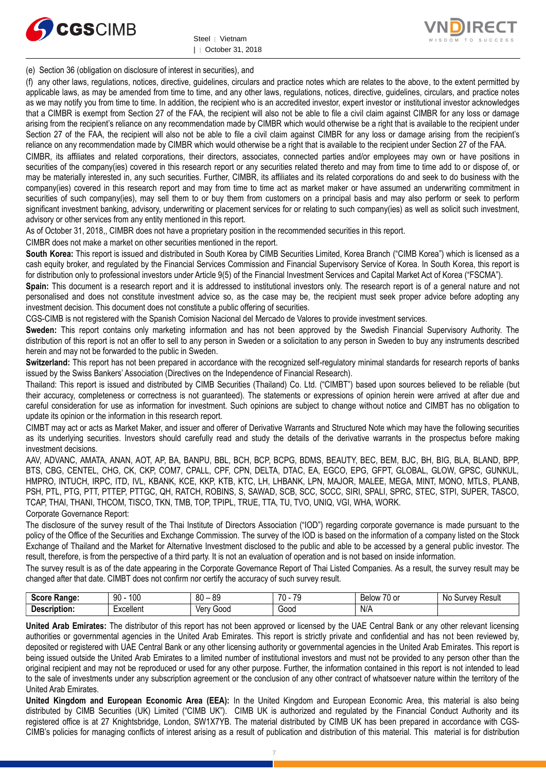(e) Section 36 (obligation on disclosure of interest in securities), and

(f) any other laws, regulations, notices, directive, guidelines, circulars and practice notes which are relates to the above, to the extent permitted by applicable laws, as may be amended from time to time, and any other laws, regulations, notices, directive, guidelines, circulars, and practice notes as we may notify you from time to time. In addition, the recipient who is an accredited investor, expert investor or institutional investor acknowledges that a CIMBR is exempt from Section 27 of the FAA, the recipient will also not be able to file a civil claim against CIMBR for any loss or damage arising from the recipient's reliance on any recommendation made by CIMBR which would otherwise be a right that is available to the recipient under Section 27 of the FAA, the recipient will also not be able to file a civil claim against CIMBR for any loss or damage arising from the recipient's reliance on any recommendation made by CIMBR which would otherwise be a right that is available to the recipient under Section 27 of the FAA.

CIMBR, its affiliates and related corporations, their directors, associates, connected parties and/or employees may own or have positions in securities of the company(ies) covered in this research report or any securities related thereto and may from time to time add to or dispose of, or may be materially interested in, any such securities. Further, CIMBR, its affiliates and its related corporations do and seek to do business with the company(ies) covered in this research report and may from time to time act as market maker or have assumed an underwriting commitment in securities of such company(ies), may sell them to or buy them from customers on a principal basis and may also perform or seek to perform significant investment banking, advisory, underwriting or placement services for or relating to such company(ies) as well as solicit such investment, advisory or other services from any entity mentioned in this report.

As of October 31, 2018,, CIMBR does not have a proprietary position in the recommended securities in this report.

CIMBR does not make a market on other securities mentioned in the report.

**South Korea:** This report is issued and distributed in South Korea by CIMB Securities Limited, Korea Branch ("CIMB Korea") which is licensed as a cash equity broker, and regulated by the Financial Services Commission and Financial Supervisory Service of Korea. In South Korea, this report is for distribution only to professional investors under Article 9(5) of the Financial Investment Services and Capital Market Act of Korea ("FSCMA").

**Spain:** This document is a research report and it is addressed to institutional investors only. The research report is of a general nature and not personalised and does not constitute investment advice so, as the case may be, the recipient must seek proper advice before adopting any investment decision. This document does not constitute a public offering of securities.

CGS-CIMB is not registered with the Spanish Comision Nacional del Mercado de Valores to provide investment services.

**Sweden:** This report contains only marketing information and has not been approved by the Swedish Financial Supervisory Authority. The distribution of this report is not an offer to sell to any person in Sweden or a solicitation to any person in Sweden to buy any instruments described herein and may not be forwarded to the public in Sweden.

**Switzerland:** This report has not been prepared in accordance with the recognized self-regulatory minimal standards for research reports of banks issued by the Swiss Bankers' Association (Directives on the Independence of Financial Research).

Thailand: This report is issued and distributed by CIMB Securities (Thailand) Co. Ltd. ("CIMBT") based upon sources believed to be reliable (but their accuracy, completeness or correctness is not guaranteed). The statements or expressions of opinion herein were arrived at after due and careful consideration for use as information for investment. Such opinions are subject to change without notice and CIMBT has no obligation to update its opinion or the information in this research report.

CIMBT may act or acts as Market Maker, and issuer and offerer of Derivative Warrants and Structured Note which may have the following securities as its underlying securities. Investors should carefully read and study the details of the derivative warrants in the prospectus before making investment decisions.

AAV, ADVANC, AMATA, ANAN, AOT, AP, BA, BANPU, BBL, BCH, BCP, BCPG, BDMS, BEAUTY, BEC, BEM, BJC, BH, BIG, BLA, BLAND, BPP, BTS, CBG, CENTEL, CHG, CK, CKP, COM7, CPALL, CPF, CPN, DELTA, DTAC, EA, EGCO, EPG, GFPT, GLOBAL, GLOW, GPSC, GUNKUL, HMPRO, INTUCH, IRPC, ITD, IVL, KBANK, KCE, KKP, KTB, KTC, LH, LHBANK, LPN, MAJOR, MALEE, MEGA, MINT, MONO, MTLS, PLANB, PSH, PTL, PTG, PTT, PTTEP, PTTGC, QH, RATCH, ROBINS, S, SAWAD, SCB, SCC, SCCC, SIRI, SPALI, SPRC, STEC, STPI, SUPER, TASCO, TCAP, THAI, THANI, THCOM, TISCO, TKN, TMB, TOP, TPIPL, TRUE, TTA, TU, TVO, UNIQ, VGI, WHA, WORK.

Corporate Governance Report:

The disclosure of the survey result of the Thai Institute of Directors Association ("IOD") regarding corporate governance is made pursuant to the policy of the Office of the Securities and Exchange Commission. The survey of the IOD is based on the information of a company listed on the Stock Exchange of Thailand and the Market for Alternative Investment disclosed to the public and able to be accessed by a general public investor. The result, therefore, is from the perspective of a third party. It is not an evaluation of operation and is not based on inside information.

The survey result is as of the date appearing in the Corporate Governance Report of Thai Listed Companies. As a result, the survey result may be changed after that date. CIMBT does not confirm nor certify the accuracy of such survey result.

| **Score Range:** | 90 - 100 | 80 – 89 | 70 - 79 | Below 70 or | No Survey Result |
|---|---|---|---|---|---|
| **Description:** | Excellent | Very Good | Good | N/A | |

**United Arab Emirates:** The distributor of this report has not been approved or licensed by the UAE Central Bank or any other relevant licensing authorities or governmental agencies in the United Arab Emirates. This report is strictly private and confidential and has not been reviewed by, deposited or registered with UAE Central Bank or any other licensing authority or governmental agencies in the United Arab Emirates. This report is being issued outside the United Arab Emirates to a limited number of institutional investors and must not be provided to any person other than the original recipient and may not be reproduced or used for any other purpose. Further, the information contained in this report is not intended to lead to the sale of investments under any subscription agreement or the conclusion of any other contract of whatsoever nature within the territory of the United Arab Emirates.

**United Kingdom and European Economic Area (EEA):** In the United Kingdom and European Economic Area, this material is also being distributed by CIMB Securities (UK) Limited ("CIMB UK"). CIMB UK is authorized and regulated by the Financial Conduct Authority and its registered office is at 27 Knightsbridge, London, SW1X7YB. The material distributed by CIMB UK has been prepared in accordance with CGS-CIMB's policies for managing conflicts of interest arising as a result of publication and distribution of this material. This material is for distribution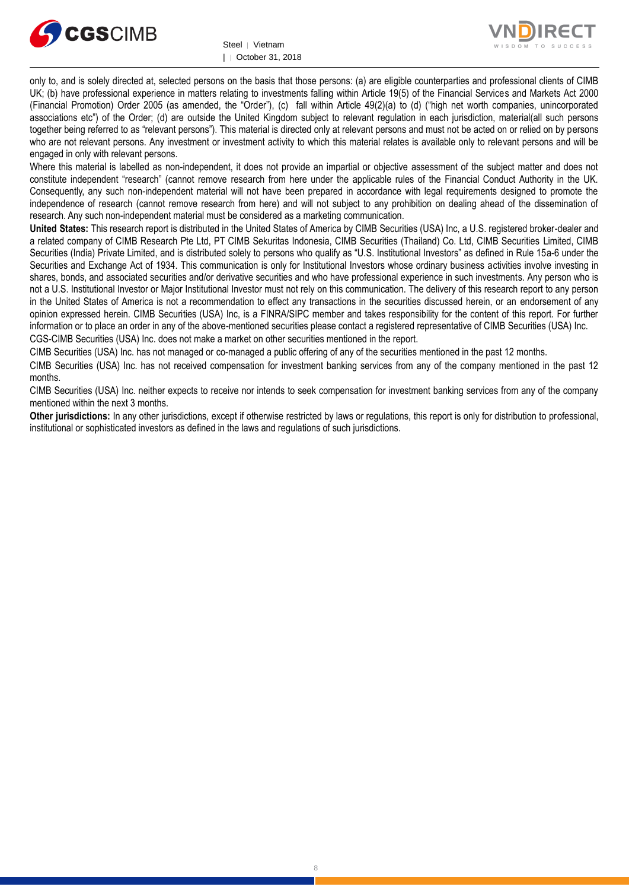only to, and is solely directed at, selected persons on the basis that those persons: (a) are eligible counterparties and professional clients of CIMB UK; (b) have professional experience in matters relating to investments falling within Article 19(5) of the Financial Services and Markets Act 2000 (Financial Promotion) Order 2005 (as amended, the "Order"), (c) fall within Article 49(2)(a) to (d) ("high net worth companies, unincorporated associations etc") of the Order; (d) are outside the United Kingdom subject to relevant regulation in each jurisdiction, material(all such persons together being referred to as "relevant persons"). This material is directed only at relevant persons and must not be acted on or relied on by persons who are not relevant persons. Any investment or investment activity to which this material relates is available only to relevant persons and will be engaged in only with relevant persons.

Where this material is labelled as non-independent, it does not provide an impartial or objective assessment of the subject matter and does not constitute independent "research" (cannot remove research from here under the applicable rules of the Financial Conduct Authority in the UK. Consequently, any such non-independent material will not have been prepared in accordance with legal requirements designed to promote the independence of research (cannot remove research from here) and will not subject to any prohibition on dealing ahead of the dissemination of research. Any such non-independent material must be considered as a marketing communication.

**United States:** This research report is distributed in the United States of America by CIMB Securities (USA) Inc, a U.S. registered broker-dealer and a related company of CIMB Research Pte Ltd, PT CIMB Sekuritas Indonesia, CIMB Securities (Thailand) Co. Ltd, CIMB Securities Limited, CIMB Securities (India) Private Limited, and is distributed solely to persons who qualify as "U.S. Institutional Investors" as defined in Rule 15a-6 under the Securities and Exchange Act of 1934. This communication is only for Institutional Investors whose ordinary business activities involve investing in shares, bonds, and associated securities and/or derivative securities and who have professional experience in such investments. Any person who is not a U.S. Institutional Investor or Major Institutional Investor must not rely on this communication. The delivery of this research report to any person in the United States of America is not a recommendation to effect any transactions in the securities discussed herein, or an endorsement of any opinion expressed herein. CIMB Securities (USA) Inc, is a FINRA/SIPC member and takes responsibility for the content of this report. For further information or to place an order in any of the above-mentioned securities please contact a registered representative of CIMB Securities (USA) Inc.

CGS-CIMB Securities (USA) Inc. does not make a market on other securities mentioned in the report.

CIMB Securities (USA) Inc. has not managed or co-managed a public offering of any of the securities mentioned in the past 12 months.

CIMB Securities (USA) Inc. has not received compensation for investment banking services from any of the company mentioned in the past 12 months.

CIMB Securities (USA) Inc. neither expects to receive nor intends to seek compensation for investment banking services from any of the company mentioned within the next 3 months.

**Other jurisdictions:** In any other jurisdictions, except if otherwise restricted by laws or regulations, this report is only for distribution to professional, institutional or sophisticated investors as defined in the laws and regulations of such jurisdictions.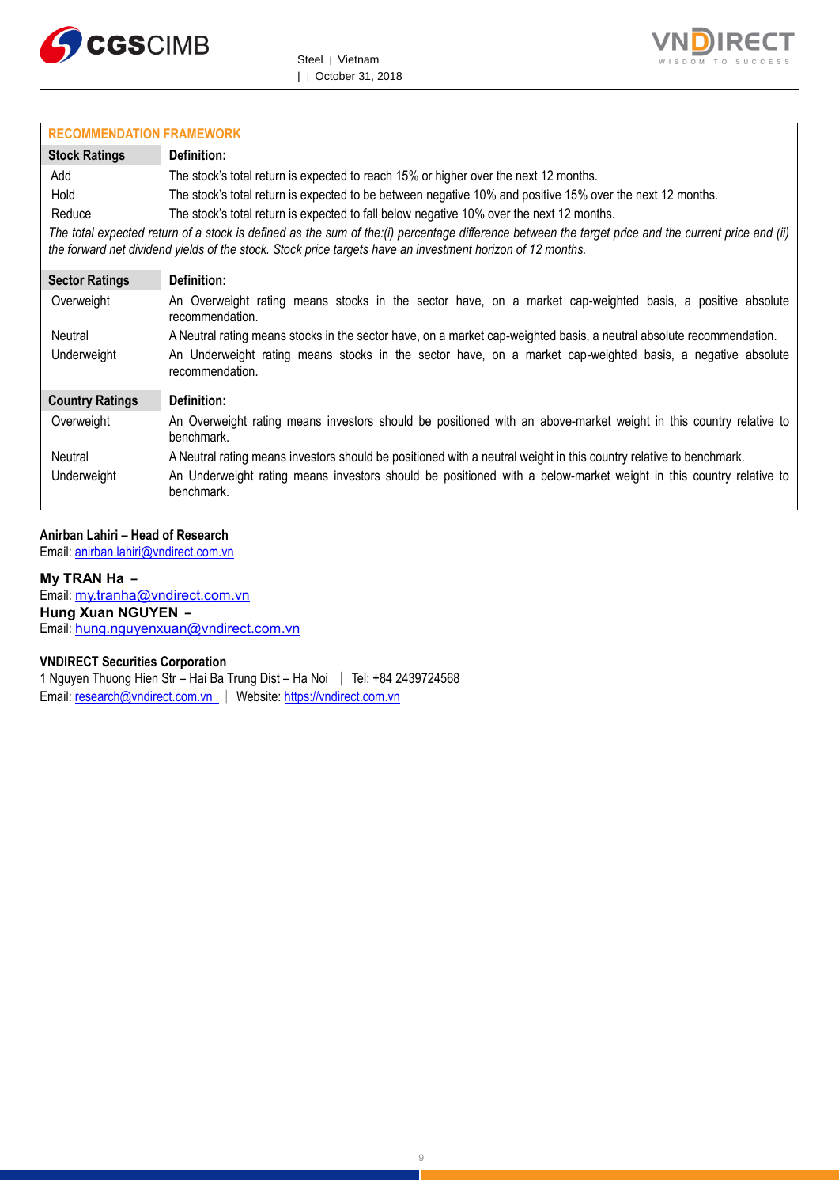## RECOMMENDATION FRAMEWORK

| Stock Ratings | Definition: |
|---|---|
| Add | The stock's total return is expected to reach 15% or higher over the next 12 months. |
| Hold | The stock's total return is expected to be between negative 10% and positive 15% over the next 12 months. |
| Reduce | The stock's total return is expected to fall below negative 10% over the next 12 months. |

*The total expected return of a stock is defined as the sum of the:(i) percentage difference between the target price and the current price and (ii) the forward net dividend yields of the stock. Stock price targets have an investment horizon of 12 months.*

| Sector Ratings | Definition: |
|---|---|
| Overweight | An Overweight rating means stocks in the sector have, on a market cap-weighted basis, a positive absolute recommendation. |
| Neutral | A Neutral rating means stocks in the sector have, on a market cap-weighted basis, a neutral absolute recommendation. |
| Underweight | An Underweight rating means stocks in the sector have, on a market cap-weighted basis, a negative absolute recommendation. |

| Country Ratings | Definition: |
|---|---|
| Overweight | An Overweight rating means investors should be positioned with an above-market weight in this country relative to benchmark. |
| Neutral | A Neutral rating means investors should be positioned with a neutral weight in this country relative to benchmark. |
| Underweight | An Underweight rating means investors should be positioned with a below-market weight in this country relative to benchmark. |

**Anirban Lahiri – Head of Research**
Email: anirban.lahiri@vndirect.com.vn

**My TRAN Ha –**
Email: my.tranha@vndirect.com.vn
**Hung Xuan NGUYEN –**
Email: hung.nguyenxuan@vndirect.com.vn

**VNDIRECT Securities Corporation**
1 Nguyen Thuong Hien Str – Hai Ba Trung Dist – Ha Noi | Tel: +84 2439724568
Email: research@vndirect.com.vn | Website: https://vndirect.com.vn